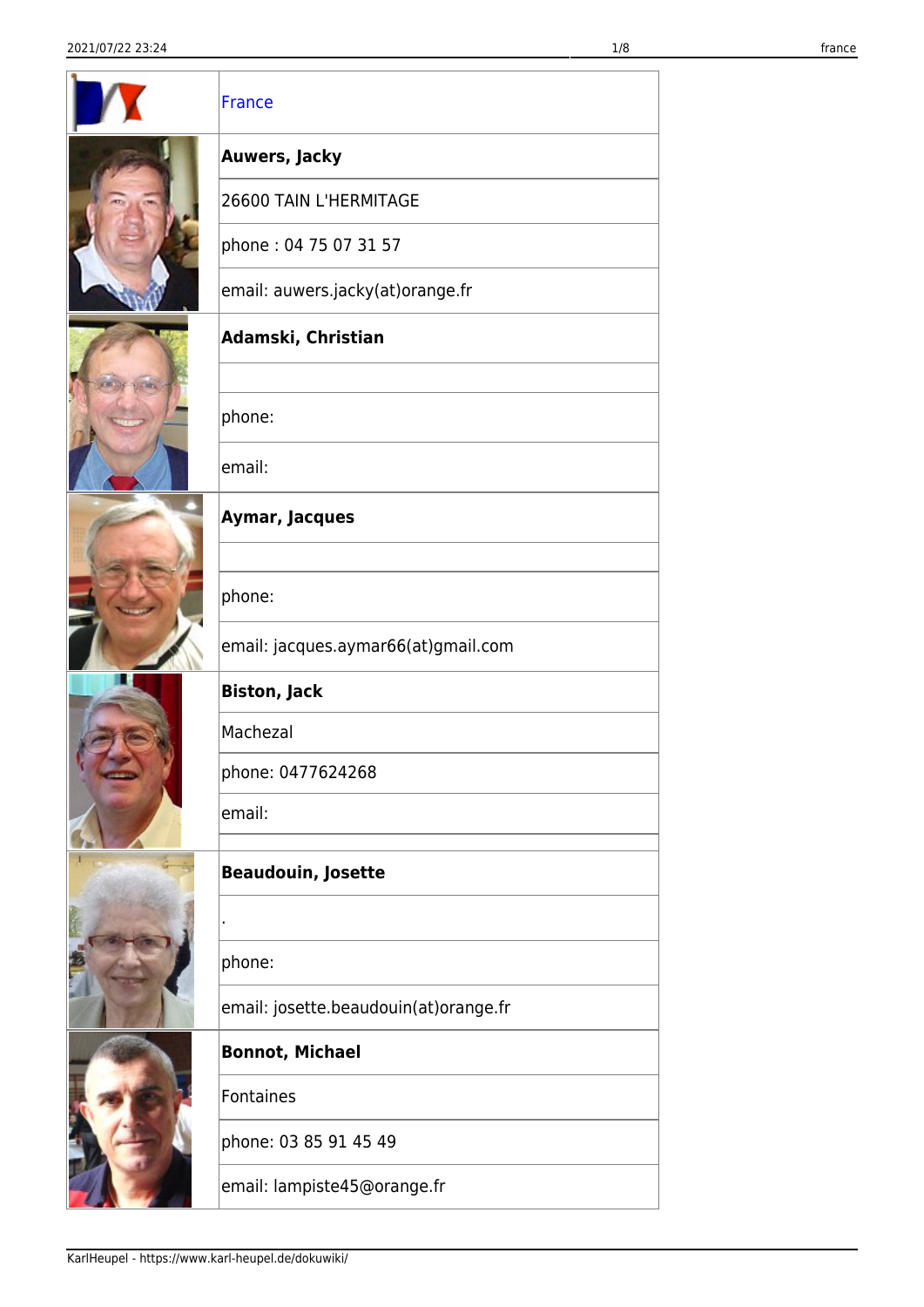| | France |
|---|---|
| | **Auwers, Jacky** |
| | 26600 TAIN L'HERMITAGE |
| | phone : 04 75 07 31 57 |
| | email: auwers.jacky(at)orange.fr |
| | **Adamski, Christian** |
| | |
| | phone: |
| | email: |
| | **Aymar, Jacques** |
| | |
| | phone: |
| | email: jacques.aymar66(at)gmail.com |
| | **Biston, Jack** |
| | Machezal |
| | phone: 0477624268 |
| | email: |
| | |
| | **Beaudouin, Josette** |
| | . |
| | phone: |
| | email: josette.beaudouin(at)orange.fr |
| | **Bonnot, Michael** |
| | Fontaines |
| | phone: 03 85 91 45 49 |
| | email: lampiste45@orange.fr |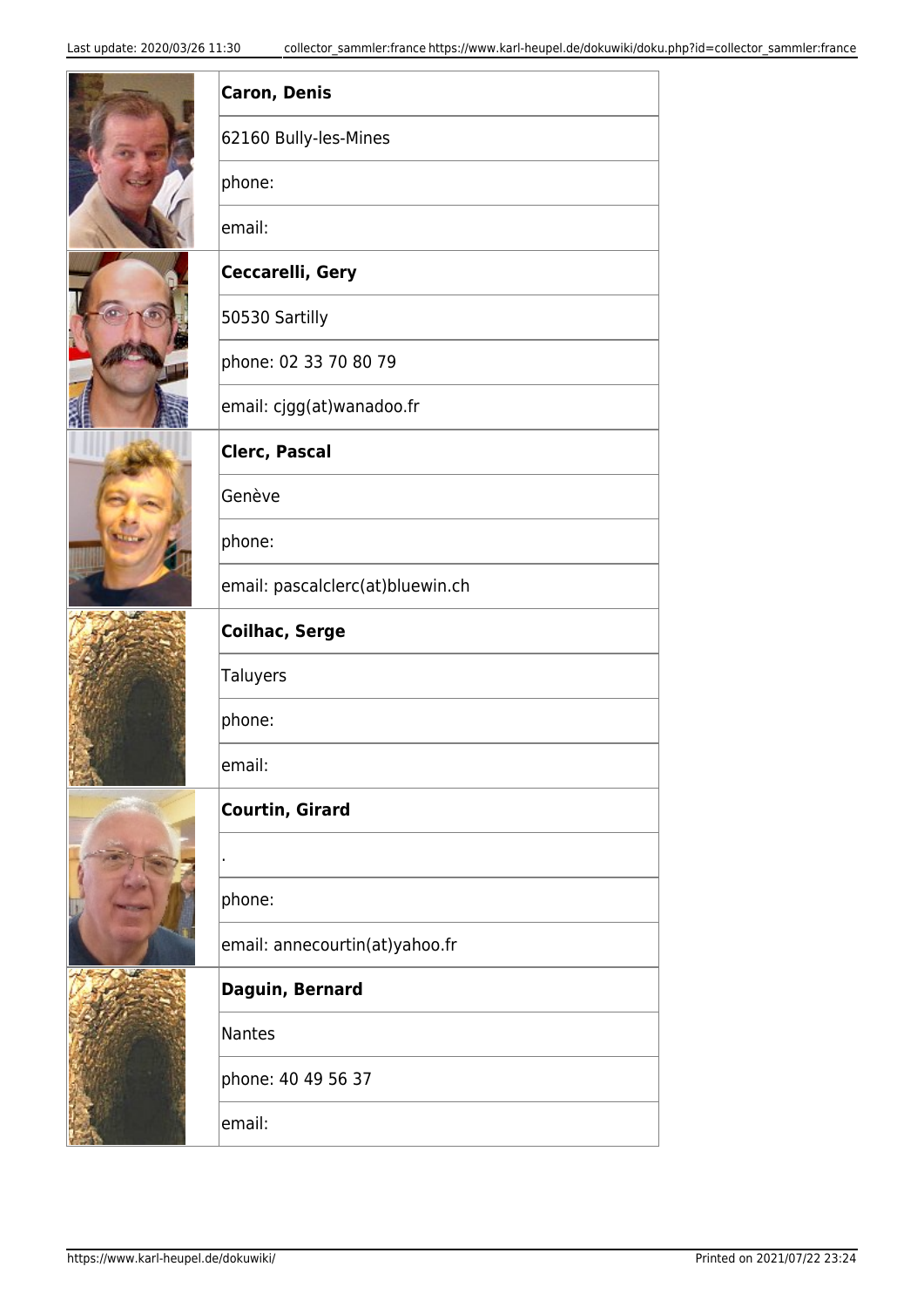| | |
|---|---|
| | **Caron, Denis** |
| | 62160 Bully-les-Mines |
| | phone: |
| | email: |
| | **Ceccarelli, Gery** |
| | 50530 Sartilly |
| | phone: 02 33 70 80 79 |
| | email: cjgg(at)wanadoo.fr |
| | **Clerc, Pascal** |
| | Genève |
| | phone: |
| | email: pascalclerc(at)bluewin.ch |
| | **Coilhac, Serge** |
| | Taluyers |
| | phone: |
| | email: |
| | **Courtin, Girard** |
| | . |
| | phone: |
| | email: annecourtin(at)yahoo.fr |
| | **Daguin, Bernard** |
| | Nantes |
| | phone: 40 49 56 37 |
| | email: |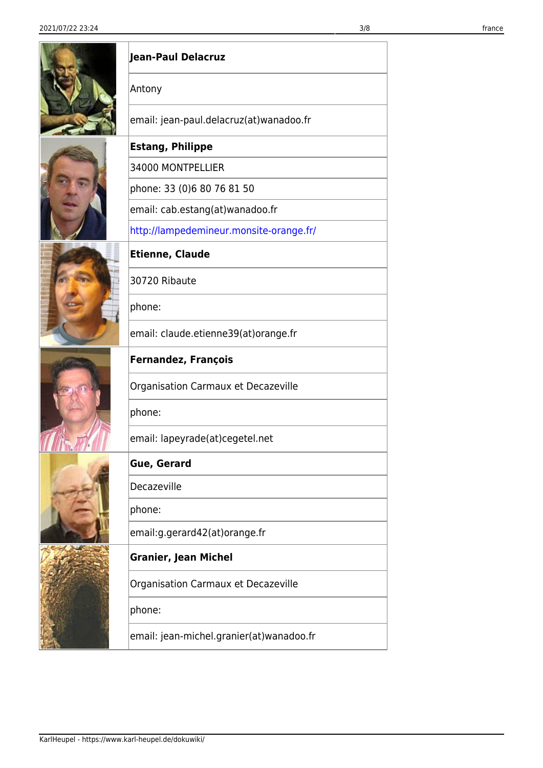| | |
|---|---|
| | **Jean-Paul Delacruz** |
| | Antony |
| | email: jean-paul.delacruz(at)wanadoo.fr |
| | **Estang, Philippe** |
| | 34000 MONTPELLIER |
| | phone: 33 (0)6 80 76 81 50 |
| | email: cab.estang(at)wanadoo.fr |
| | http://lampedemineur.monsite-orange.fr/ |
| | **Etienne, Claude** |
| | 30720 Ribaute |
| | phone: |
| | email: claude.etienne39(at)orange.fr |
| | **Fernandez, François** |
| | Organisation Carmaux et Decazeville |
| | phone: |
| | email: lapeyrade(at)cegetel.net |
| | **Gue, Gerard** |
| | Decazeville |
| | phone: |
| | email:g.gerard42(at)orange.fr |
| | **Granier, Jean Michel** |
| | Organisation Carmaux et Decazeville |
| | phone: |
| | email: jean-michel.granier(at)wanadoo.fr |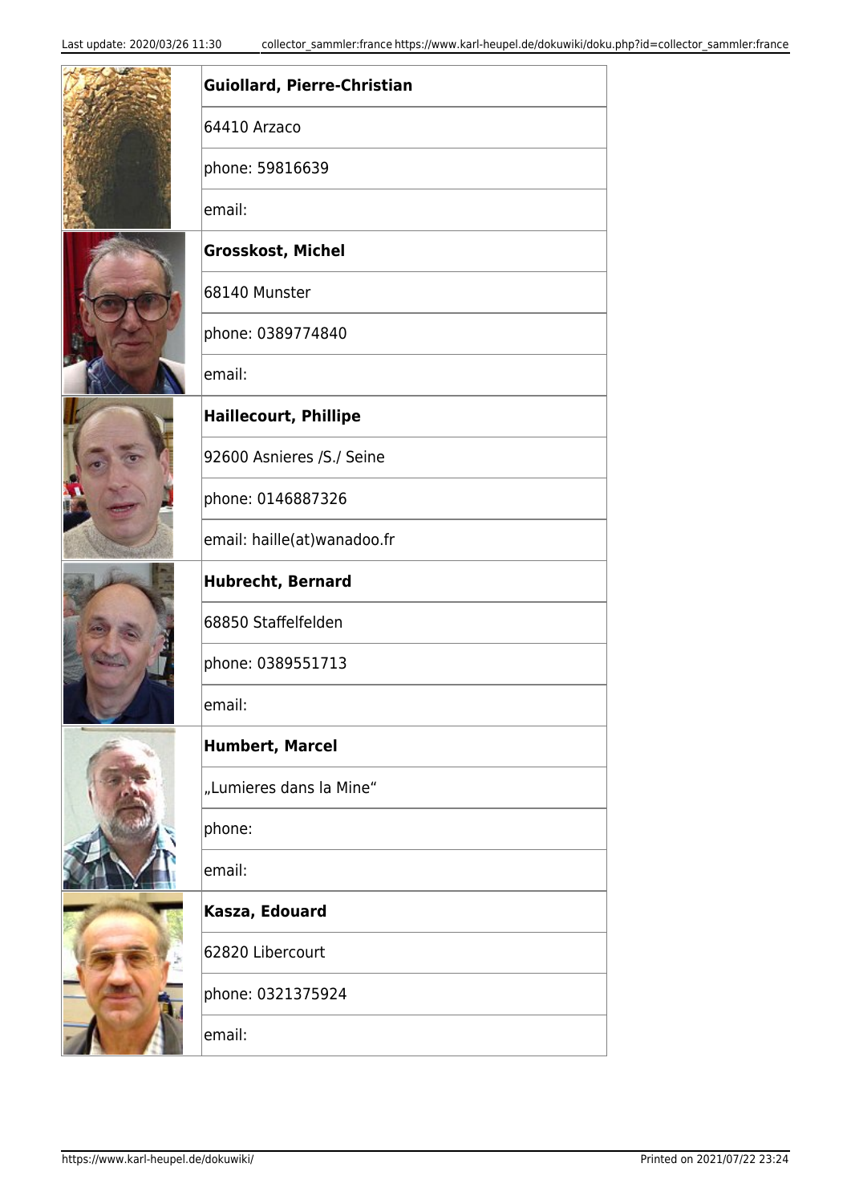| | |
|---|---|
| | **Guiollard, Pierre-Christian** |
| | 64410 Arzaco |
| | phone: 59816639 |
| | email: |
| | **Grosskost, Michel** |
| | 68140 Munster |
| | phone: 0389774840 |
| | email: |
| | **Haillecourt, Phillipe** |
| | 92600 Asnieres /S./ Seine |
| | phone: 0146887326 |
| | email: haille(at)wanadoo.fr |
| | **Hubrecht, Bernard** |
| | 68850 Staffelfelden |
| | phone: 0389551713 |
| | email: |
| | **Humbert, Marcel** |
| | „Lumieres dans la Mine“ |
| | phone: |
| | email: |
| | **Kasza, Edouard** |
| | 62820 Libercourt |
| | phone: 0321375924 |
| | email: |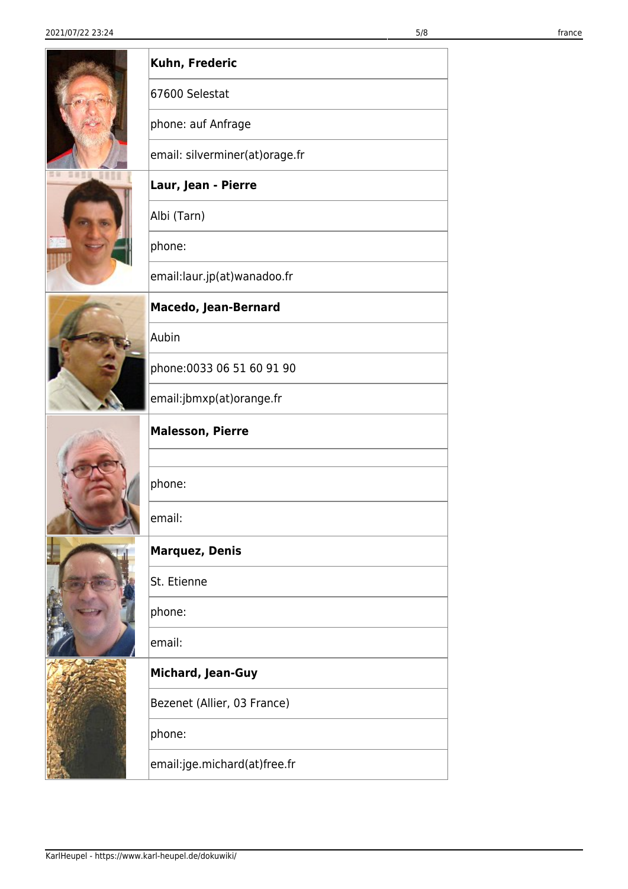| | |
|---|---|
| | **Kuhn, Frederic** |
| | 67600 Selestat |
| | phone: auf Anfrage |
| | email: silverminer(at)orage.fr |
| | **Laur, Jean - Pierre** |
| | Albi (Tarn) |
| | phone: |
| | email:laur.jp(at)wanadoo.fr |
| | **Macedo, Jean-Bernard** |
| | Aubin |
| | phone:0033 06 51 60 91 90 |
| | email:jbmxp(at)orange.fr |
| | **Malesson, Pierre** |
| | |
| | phone: |
| | email: |
| | **Marquez, Denis** |
| | St. Etienne |
| | phone: |
| | email: |
| | **Michard, Jean-Guy** |
| | Bezenet (Allier, 03 France) |
| | phone: |
| | email:jge.michard(at)free.fr |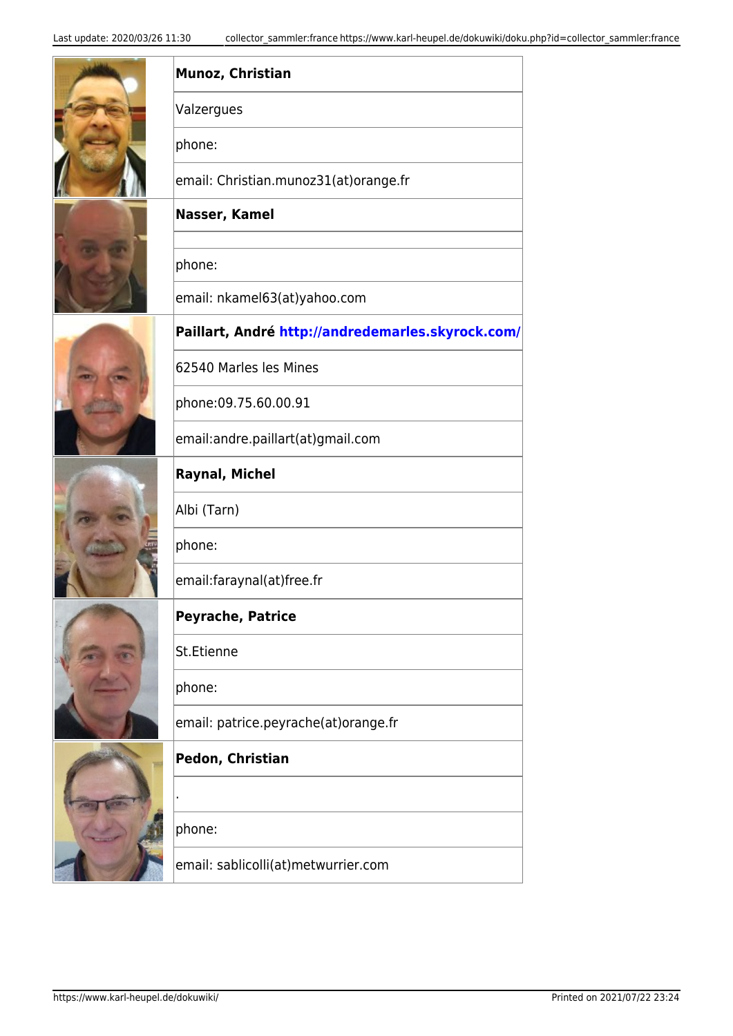| | |
|---|---|
| | **Munoz, Christian** |
| | Valzergues |
| | phone: |
| | email: Christian.munoz31(at)orange.fr |
| | **Nasser, Kamel** |
| | |
| | phone: |
| | email: nkamel63(at)yahoo.com |
| | **Paillart, André** **http://andredemarles.skyrock.com/** |
| | 62540 Marles les Mines |
| | phone:09.75.60.00.91 |
| | email:andre.paillart(at)gmail.com |
| | **Raynal, Michel** |
| | Albi (Tarn) |
| | phone: |
| | email:faraynal(at)free.fr |
| | **Peyrache, Patrice** |
| | St.Etienne |
| | phone: |
| | email: patrice.peyrache(at)orange.fr |
| | **Pedon, Christian** |
| | . |
| | phone: |
| | email: sablicolli(at)metwurrier.com |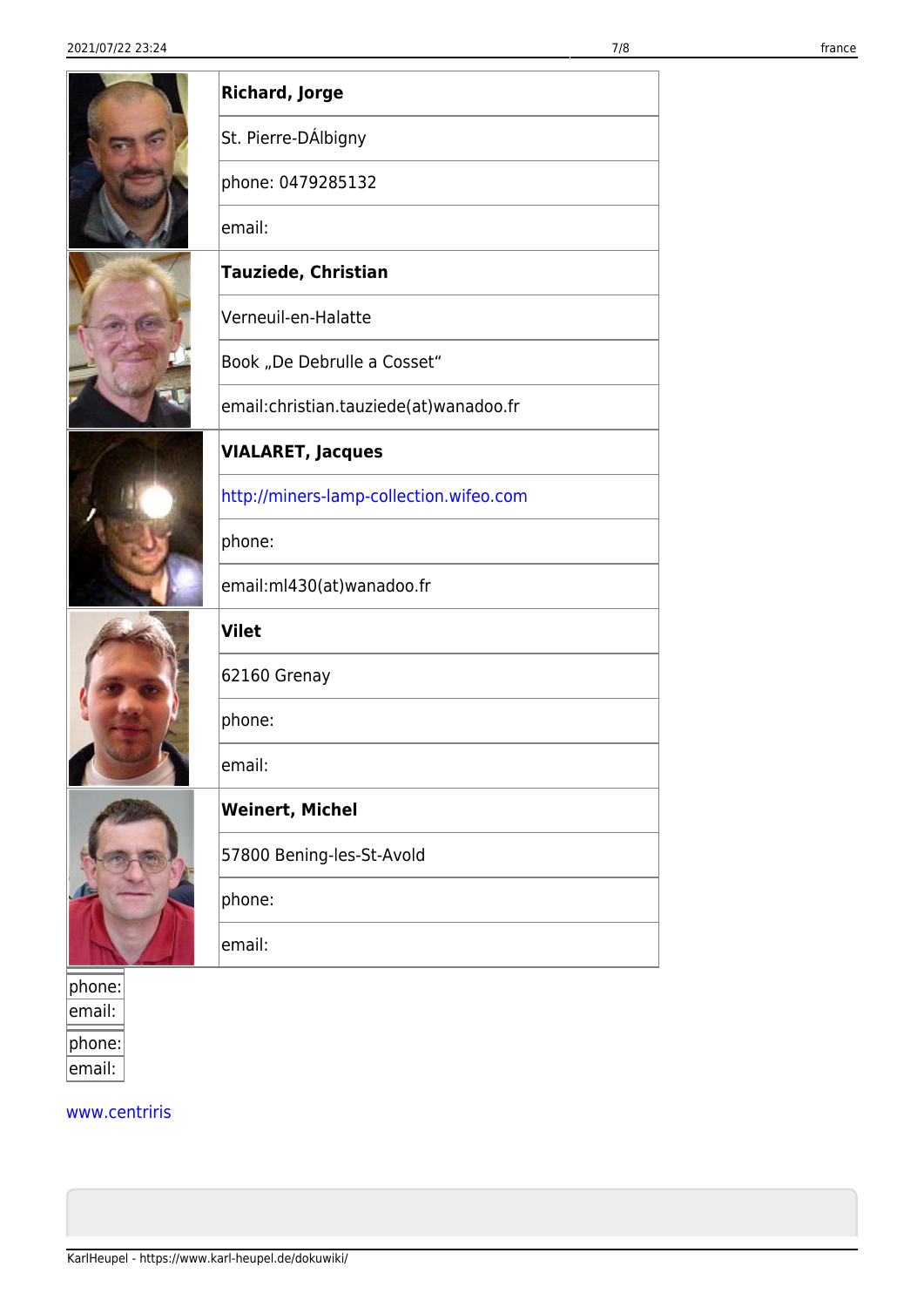| | |
|---|---|
| | **Richard, Jorge** |
| | St. Pierre-DÁlbigny |
| | phone: 0479285132 |
| | email: |
| | **Tauziede, Christian** |
| | Verneuil-en-Halatte |
| | Book „De Debrulle a Cosset“ |
| | email:christian.tauziede(at)wanadoo.fr |
| | **VIALARET, Jacques** |
| | http://miners-lamp-collection.wifeo.com |
| | phone: |
| | email:ml430(at)wanadoo.fr |
| | **Vilet** |
| | 62160 Grenay |
| | phone: |
| | email: |
| | **Weinert, Michel** |
| | 57800 Bening-les-St-Avold |
| | phone: |
| | email: |

| phone: |
|---|
| email: |

| phone: |
|---|
| email: |

www.centriris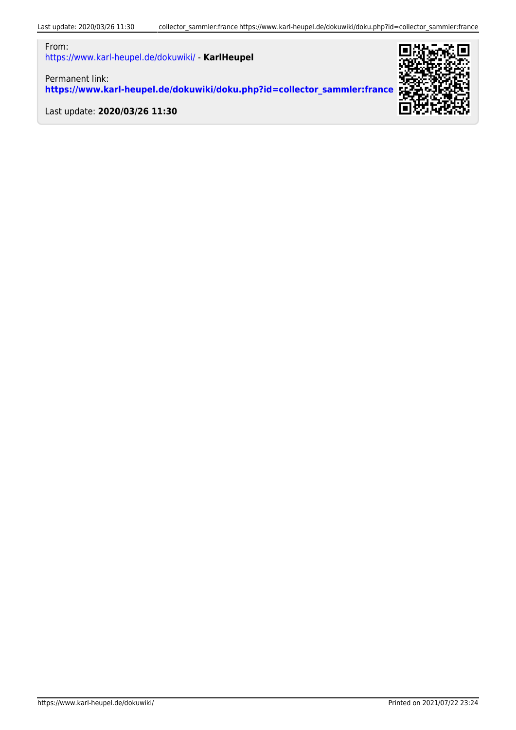From:
https://www.karl-heupel.de/dokuwiki/ - **KarlHeupel**

Permanent link:
**https://www.karl-heupel.de/dokuwiki/doku.php?id=collector_sammler:france**

Last update: **2020/03/26 11:30**